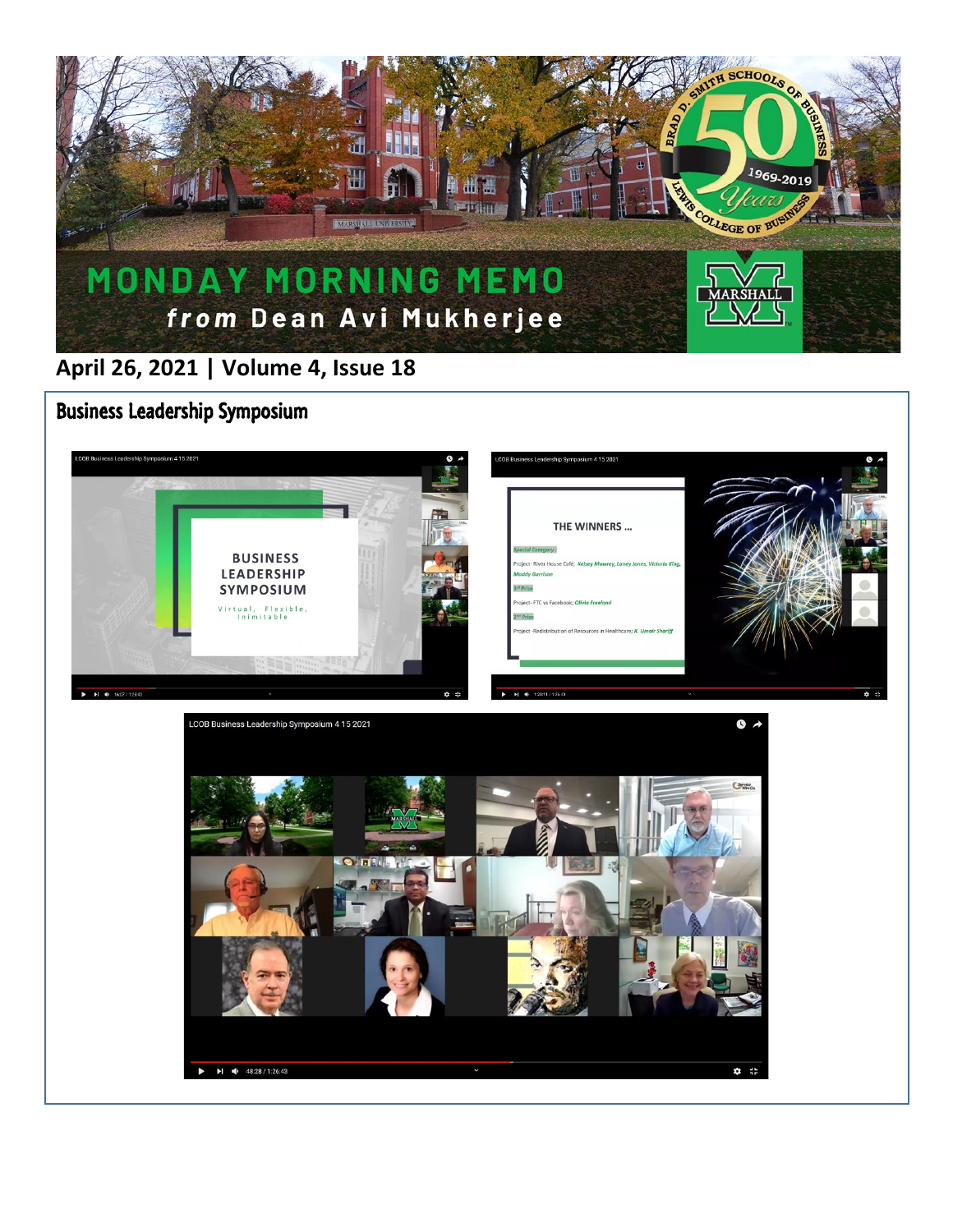# MONDAY MORNING MEMO

*from* Dean Avi Mukherjee

**April 26, 2021 | Volume 4, Issue 18**

## Business Leadership Symposium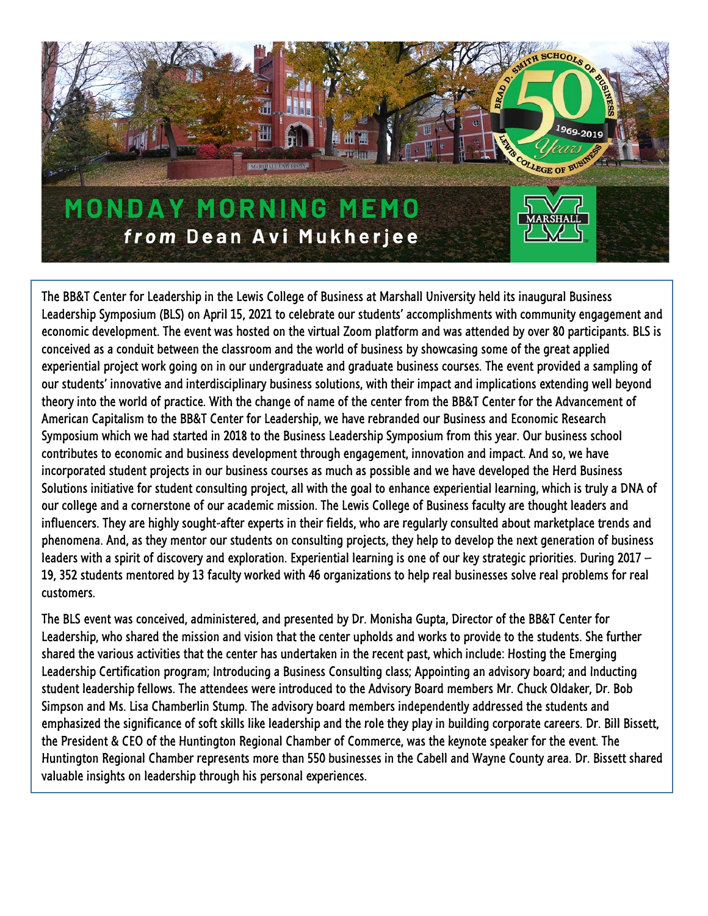# MONDAY MORNING MEMO

## *from* Dean Avi Mukherjee

The BB&T Center for Leadership in the Lewis College of Business at Marshall University held its inaugural Business Leadership Symposium (BLS) on April 15, 2021 to celebrate our students' accomplishments with community engagement and economic development. The event was hosted on the virtual Zoom platform and was attended by over 80 participants. BLS is conceived as a conduit between the classroom and the world of business by showcasing some of the great applied experiential project work going on in our undergraduate and graduate business courses. The event provided a sampling of our students' innovative and interdisciplinary business solutions, with their impact and implications extending well beyond theory into the world of practice. With the change of name of the center from the BB&T Center for the Advancement of American Capitalism to the BB&T Center for Leadership, we have rebranded our Business and Economic Research Symposium which we had started in 2018 to the Business Leadership Symposium from this year. Our business school contributes to economic and business development through engagement, innovation and impact. And so, we have incorporated student projects in our business courses as much as possible and we have developed the Herd Business Solutions initiative for student consulting project, all with the goal to enhance experiential learning, which is truly a DNA of our college and a cornerstone of our academic mission. The Lewis College of Business faculty are thought leaders and influencers. They are highly sought-after experts in their fields, who are regularly consulted about marketplace trends and phenomena. And, as they mentor our students on consulting projects, they help to develop the next generation of business leaders with a spirit of discovery and exploration. Experiential learning is one of our key strategic priorities. During 2017 – 19, 352 students mentored by 13 faculty worked with 46 organizations to help real businesses solve real problems for real customers.

The BLS event was conceived, administered, and presented by Dr. Monisha Gupta, Director of the BB&T Center for Leadership, who shared the mission and vision that the center upholds and works to provide to the students. She further shared the various activities that the center has undertaken in the recent past, which include: Hosting the Emerging Leadership Certification program; Introducing a Business Consulting class; Appointing an advisory board; and Inducting student leadership fellows. The attendees were introduced to the Advisory Board members Mr. Chuck Oldaker, Dr. Bob Simpson and Ms. Lisa Chamberlin Stump. The advisory board members independently addressed the students and emphasized the significance of soft skills like leadership and the role they play in building corporate careers. Dr. Bill Bissett, the President & CEO of the Huntington Regional Chamber of Commerce, was the keynote speaker for the event. The Huntington Regional Chamber represents more than 550 businesses in the Cabell and Wayne County area. Dr. Bissett shared valuable insights on leadership through his personal experiences.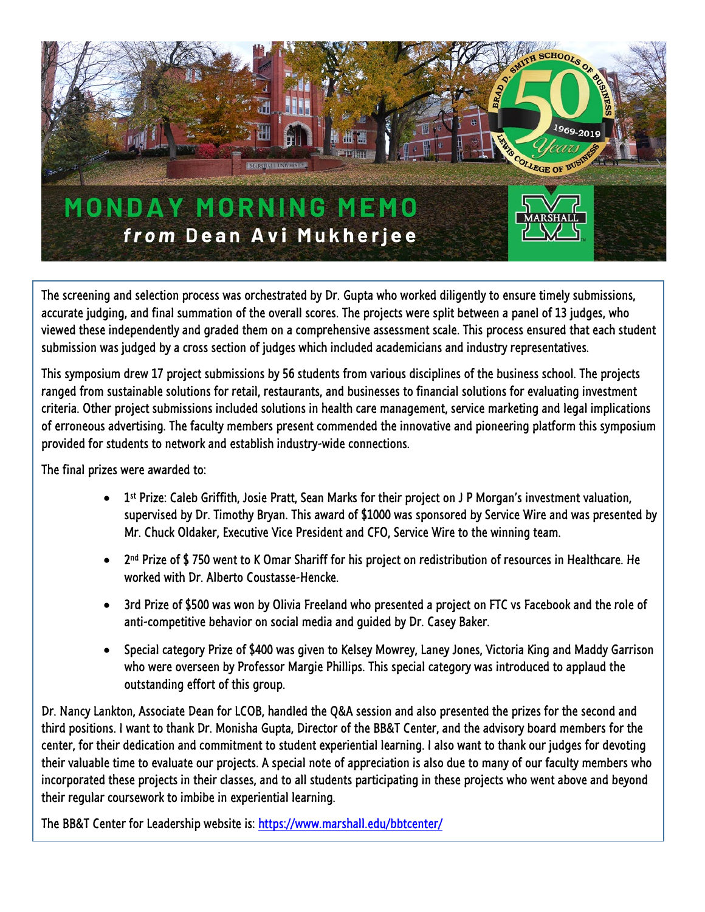# MONDAY MORNING MEMO

***from*** **Dean Avi Mukherjee**

The screening and selection process was orchestrated by Dr. Gupta who worked diligently to ensure timely submissions, accurate judging, and final summation of the overall scores. The projects were split between a panel of 13 judges, who viewed these independently and graded them on a comprehensive assessment scale. This process ensured that each student submission was judged by a cross section of judges which included academicians and industry representatives.

This symposium drew 17 project submissions by 56 students from various disciplines of the business school. The projects ranged from sustainable solutions for retail, restaurants, and businesses to financial solutions for evaluating investment criteria. Other project submissions included solutions in health care management, service marketing and legal implications of erroneous advertising. The faculty members present commended the innovative and pioneering platform this symposium provided for students to network and establish industry-wide connections.

The final prizes were awarded to:

- 1st Prize: Caleb Griffith, Josie Pratt, Sean Marks for their project on J P Morgan's investment valuation, supervised by Dr. Timothy Bryan. This award of $1000 was sponsored by Service Wire and was presented by Mr. Chuck Oldaker, Executive Vice President and CFO, Service Wire to the winning team.
- 2nd Prize of $ 750 went to K Omar Shariff for his project on redistribution of resources in Healthcare. He worked with Dr. Alberto Coustasse-Hencke.
- 3rd Prize of $500 was won by Olivia Freeland who presented a project on FTC vs Facebook and the role of anti-competitive behavior on social media and guided by Dr. Casey Baker.
- Special category Prize of $400 was given to Kelsey Mowrey, Laney Jones, Victoria King and Maddy Garrison who were overseen by Professor Margie Phillips. This special category was introduced to applaud the outstanding effort of this group.

Dr. Nancy Lankton, Associate Dean for LCOB, handled the Q&A session and also presented the prizes for the second and third positions. I want to thank Dr. Monisha Gupta, Director of the BB&T Center, and the advisory board members for the center, for their dedication and commitment to student experiential learning. I also want to thank our judges for devoting their valuable time to evaluate our projects. A special note of appreciation is also due to many of our faculty members who incorporated these projects in their classes, and to all students participating in these projects who went above and beyond their regular coursework to imbibe in experiential learning.

The BB&T Center for Leadership website is: https://www.marshall.edu/bbtcenter/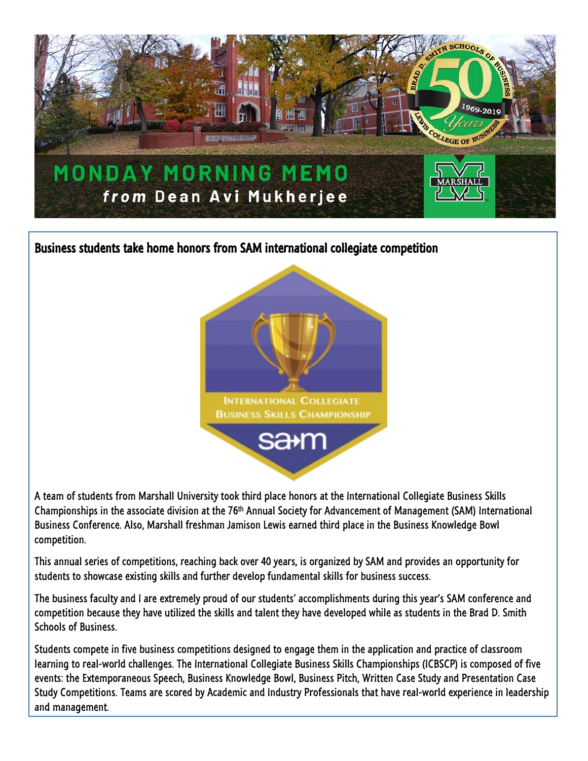# MONDAY MORNING MEMO
***from* Dean Avi Mukherjee**

## Business students take home honors from SAM international collegiate competition

A team of students from Marshall University took third place honors at the International Collegiate Business Skills Championships in the associate division at the 76th Annual Society for Advancement of Management (SAM) International Business Conference. Also, Marshall freshman Jamison Lewis earned third place in the Business Knowledge Bowl competition.

This annual series of competitions, reaching back over 40 years, is organized by SAM and provides an opportunity for students to showcase existing skills and further develop fundamental skills for business success.

The business faculty and I are extremely proud of our students' accomplishments during this year's SAM conference and competition because they have utilized the skills and talent they have developed while as students in the Brad D. Smith Schools of Business.

Students compete in five business competitions designed to engage them in the application and practice of classroom learning to real-world challenges. The International Collegiate Business Skills Championships (ICBSCP) is composed of five events: the Extemporaneous Speech, Business Knowledge Bowl, Business Pitch, Written Case Study and Presentation Case Study Competitions. Teams are scored by Academic and Industry Professionals that have real-world experience in leadership and management.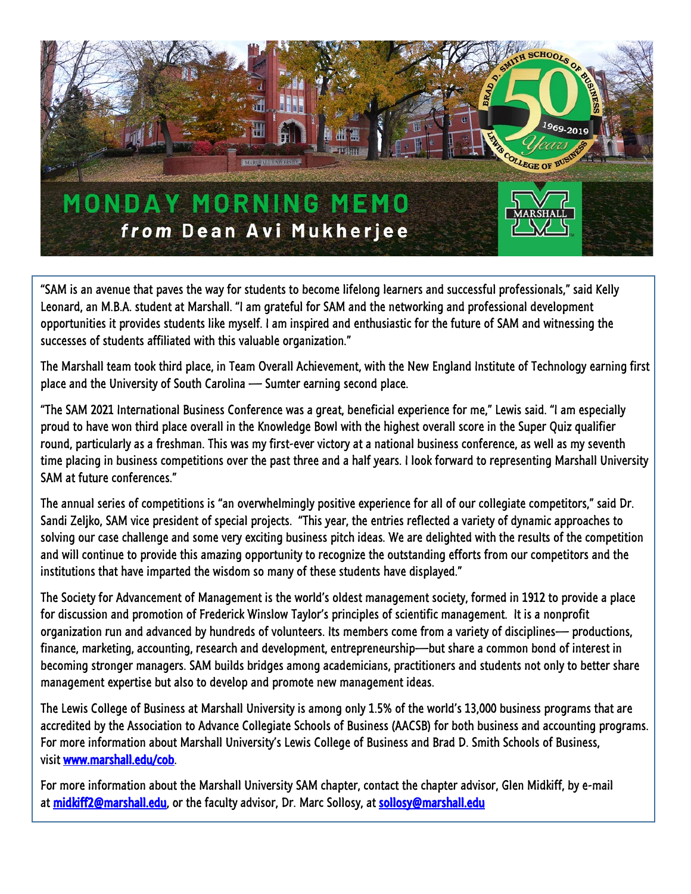# MONDAY MORNING MEMO

***from* Dean Avi Mukherjee**

"SAM is an avenue that paves the way for students to become lifelong learners and successful professionals," said Kelly Leonard, an M.B.A. student at Marshall. "I am grateful for SAM and the networking and professional development opportunities it provides students like myself. I am inspired and enthusiastic for the future of SAM and witnessing the successes of students affiliated with this valuable organization."

The Marshall team took third place, in Team Overall Achievement, with the New England Institute of Technology earning first place and the University of South Carolina — Sumter earning second place.

"The SAM 2021 International Business Conference was a great, beneficial experience for me," Lewis said. "I am especially proud to have won third place overall in the Knowledge Bowl with the highest overall score in the Super Quiz qualifier round, particularly as a freshman. This was my first-ever victory at a national business conference, as well as my seventh time placing in business competitions over the past three and a half years. I look forward to representing Marshall University SAM at future conferences."

The annual series of competitions is "an overwhelmingly positive experience for all of our collegiate competitors," said Dr. Sandi Zeljko, SAM vice president of special projects. "This year, the entries reflected a variety of dynamic approaches to solving our case challenge and some very exciting business pitch ideas. We are delighted with the results of the competition and will continue to provide this amazing opportunity to recognize the outstanding efforts from our competitors and the institutions that have imparted the wisdom so many of these students have displayed."

The Society for Advancement of Management is the world's oldest management society, formed in 1912 to provide a place for discussion and promotion of Frederick Winslow Taylor's principles of scientific management. It is a nonprofit organization run and advanced by hundreds of volunteers. Its members come from a variety of disciplines— productions, finance, marketing, accounting, research and development, entrepreneurship—but share a common bond of interest in becoming stronger managers. SAM builds bridges among academicians, practitioners and students not only to better share management expertise but also to develop and promote new management ideas.

The Lewis College of Business at Marshall University is among only 1.5% of the world's 13,000 business programs that are accredited by the Association to Advance Collegiate Schools of Business (AACSB) for both business and accounting programs. For more information about Marshall University's Lewis College of Business and Brad D. Smith Schools of Business, visit [www.marshall.edu/cob](www.marshall.edu/cob).

For more information about the Marshall University SAM chapter, contact the chapter advisor, Glen Midkiff, by e-mail at [midkiff2@marshall.edu](mailto:midkiff2@marshall.edu), or the faculty advisor, Dr. Marc Sollosy, at [sollosy@marshall.edu](mailto:sollosy@marshall.edu)